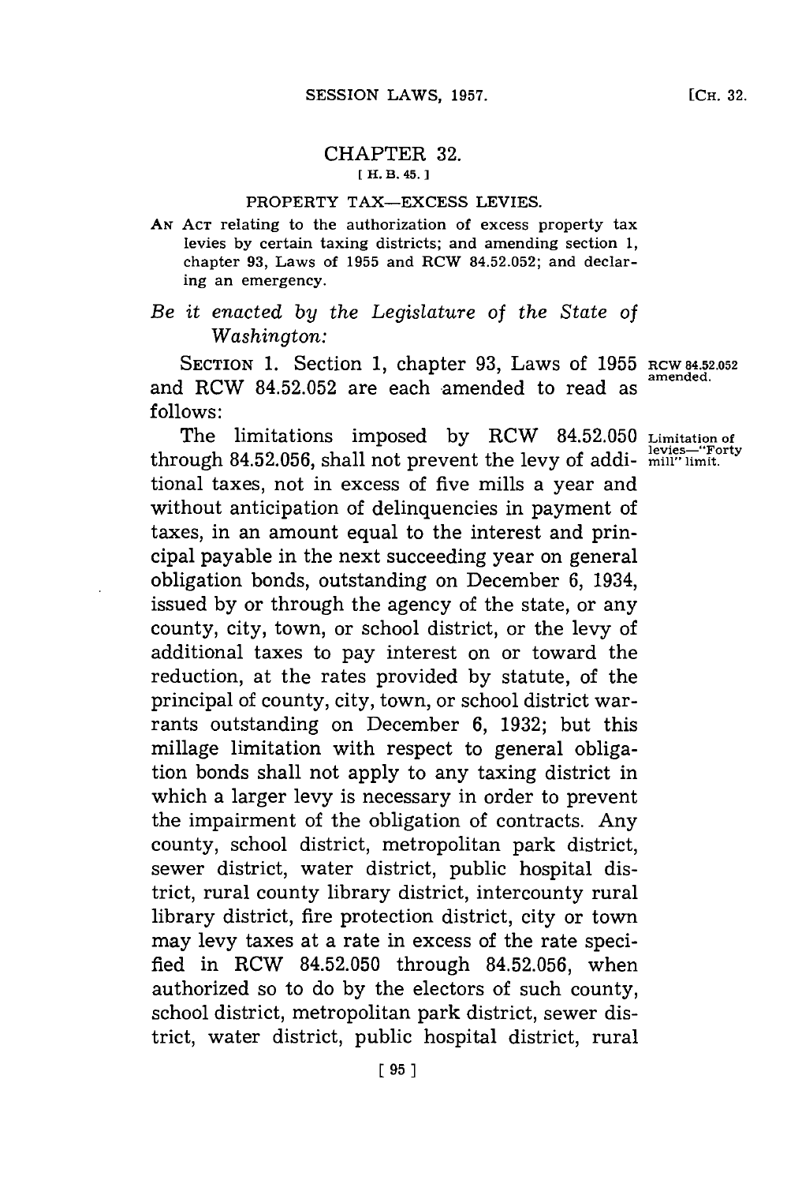# CHAPTER 32.

[ H. B. 45. ]

## PROPERTY TAX—EXCESS LEVIES.

AN ACT relating to the authorization of excess property tax levies by certain taxing districts; and amending section 1, chapter 93, Laws of 1955 and RCW 84.52.052; and declaring an emergency.

*Be it enacted by the Legislature of the State of Washington:*

SECTION 1. Section 1, chapter 93, Laws of 1955 and RCW 84.52.052 are each amended to read as follows:

RCW 84.52.052 amended.

The limitations imposed by RCW 84.52.050 through 84.52.056, shall not prevent the levy of additional taxes, not in excess of five mills a year and without anticipation of delinquencies in payment of taxes, in an amount equal to the interest and principal payable in the next succeeding year on general obligation bonds, outstanding on December 6, 1934, issued by or through the agency of the state, or any county, city, town, or school district, or the levy of additional taxes to pay interest on or toward the reduction, at the rates provided by statute, of the principal of county, city, town, or school district warrants outstanding on December 6, 1932; but this millage limitation with respect to general obligation bonds shall not apply to any taxing district in which a larger levy is necessary in order to prevent the impairment of the obligation of contracts. Any county, school district, metropolitan park district, sewer district, water district, public hospital district, rural county library district, intercounty rural library district, fire protection district, city or town may levy taxes at a rate in excess of the rate specified in RCW 84.52.050 through 84.52.056, when authorized so to do by the electors of such county, school district, metropolitan park district, sewer district, water district, public hospital district, rural

Limitation of levies—"Forty mill" limit.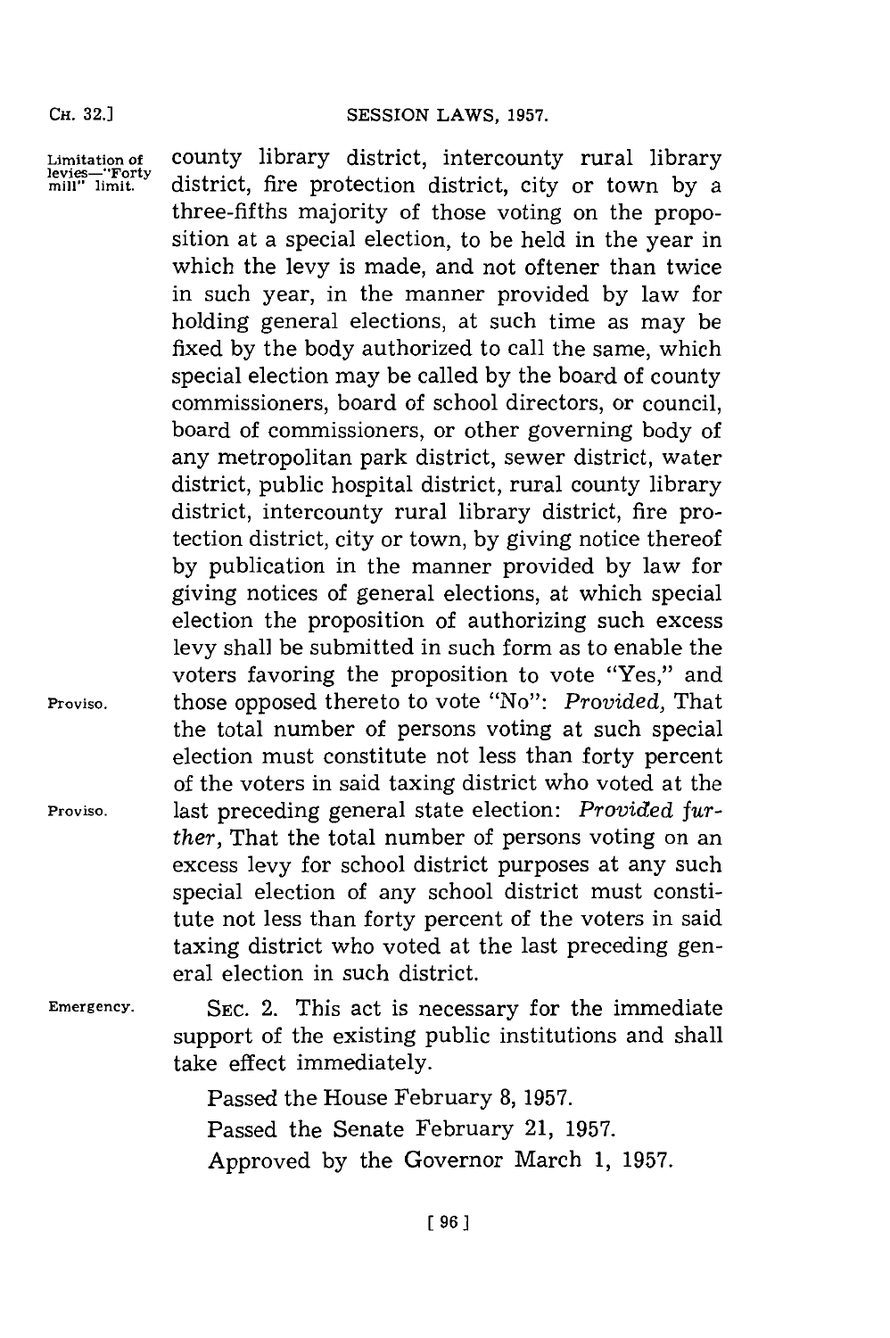county library district, intercounty rural library district, fire protection district, city or town by a three-fifths majority of those voting on the proposition at a special election, to be held in the year in which the levy is made, and not oftener than twice in such year, in the manner provided by law for holding general elections, at such time as may be fixed by the body authorized to call the same, which special election may be called by the board of county commissioners, board of school directors, or council, board of commissioners, or other governing body of any metropolitan park district, sewer district, water district, public hospital district, rural county library district, intercounty rural library district, fire protection district, city or town, by giving notice thereof by publication in the manner provided by law for giving notices of general elections, at which special election the proposition of authorizing such excess levy shall be submitted in such form as to enable the voters favoring the proposition to vote "Yes," and those opposed thereto to vote "No": *Provided*, That the total number of persons voting at such special election must constitute not less than forty percent of the voters in said taxing district who voted at the last preceding general state election: *Provided further*, That the total number of persons voting on an excess levy for school district purposes at any such special election of any school district must constitute not less than forty percent of the voters in said taxing district who voted at the last preceding general election in such district.

SEC. 2. This act is necessary for the immediate support of the existing public institutions and shall take effect immediately.

Passed the House February 8, 1957.

Passed the Senate February 21, 1957.

Approved by the Governor March 1, 1957.